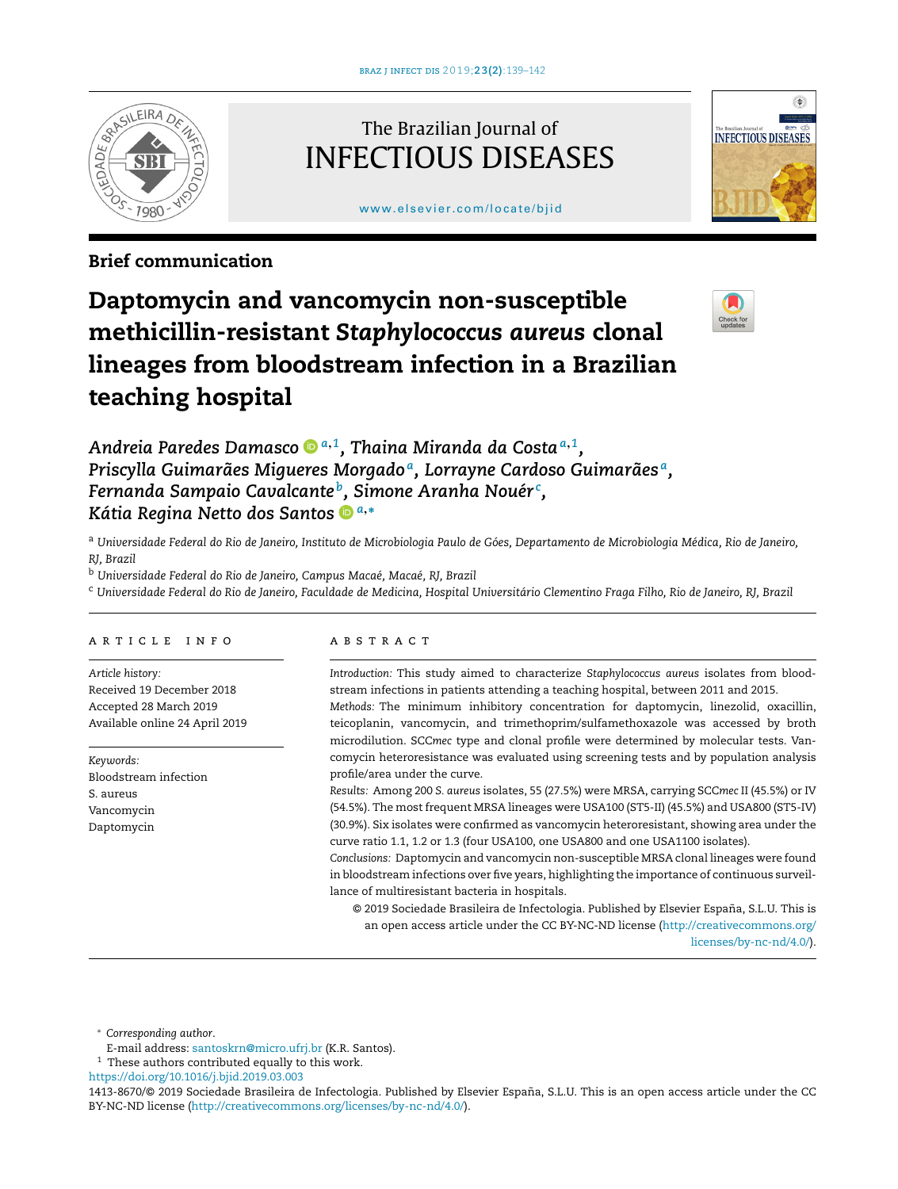The Brazilian Journal of
# INFECTIOUS DISEASES

www.elsevier.com/locate/bjid

**Brief communication**

# Daptomycin and vancomycin non-susceptible methicillin-resistant *Staphylococcus aureus* clonal lineages from bloodstream infection in a Brazilian teaching hospital

*Andreia Paredes Damasco*[a,1], *Thaina Miranda da Costa*[a,1], *Priscylla Guimarães Migueres Morgado*[a], *Lorrayne Cardoso Guimarães*[a], *Fernanda Sampaio Cavalcante*[b], *Simone Aranha Nouér*[c], *Kátia Regina Netto dos Santos*[a,*]

[a] *Universidade Federal do Rio de Janeiro, Instituto de Microbiologia Paulo de Góes, Departamento de Microbiologia Médica, Rio de Janeiro, RJ, Brazil*

[b] *Universidade Federal do Rio de Janeiro, Campus Macaé, Macaé, RJ, Brazil*

[c] *Universidade Federal do Rio de Janeiro, Faculdade de Medicina, Hospital Universitário Clementino Fraga Filho, Rio de Janeiro, RJ, Brazil*

**ARTICLE INFO**

*Article history:*
Received 19 December 2018
Accepted 28 March 2019
Available online 24 April 2019

*Keywords:*
Bloodstream infection
S. aureus
Vancomycin
Daptomycin

**ABSTRACT**

*Introduction:* This study aimed to characterize *Staphylococcus aureus* isolates from bloodstream infections in patients attending a teaching hospital, between 2011 and 2015.

*Methods:* The minimum inhibitory concentration for daptomycin, linezolid, oxacillin, teicoplanin, vancomycin, and trimethoprim/sulfamethoxazole was accessed by broth microdilution. SCC*mec* type and clonal profile were determined by molecular tests. Vancomycin heteroresistance was evaluated using screening tests and by population analysis profile/area under the curve.

*Results:* Among 200 *S. aureus* isolates, 55 (27.5%) were MRSA, carrying SCC*mec* II (45.5%) or IV (54.5%). The most frequent MRSA lineages were USA100 (ST5-II) (45.5%) and USA800 (ST5-IV) (30.9%). Six isolates were confirmed as vancomycin heteroresistant, showing area under the curve ratio 1.1, 1.2 or 1.3 (four USA100, one USA800 and one USA1100 isolates).

*Conclusions:* Daptomycin and vancomycin non-susceptible MRSA clonal lineages were found in bloodstream infections over five years, highlighting the importance of continuous surveillance of multiresistant bacteria in hospitals.

© 2019 Sociedade Brasileira de Infectologia. Published by Elsevier España, S.L.U. This is an open access article under the CC BY-NC-ND license (http://creativecommons.org/licenses/by-nc-nd/4.0/).

[*] *Corresponding author.*
E-mail address: santoskrn@micro.ufrj.br (K.R. Santos).
[1] These authors contributed equally to this work.
https://doi.org/10.1016/j.bjid.2019.03.003
1413-8670/© 2019 Sociedade Brasileira de Infectologia. Published by Elsevier España, S.L.U. This is an open access article under the CC BY-NC-ND license (http://creativecommons.org/licenses/by-nc-nd/4.0/).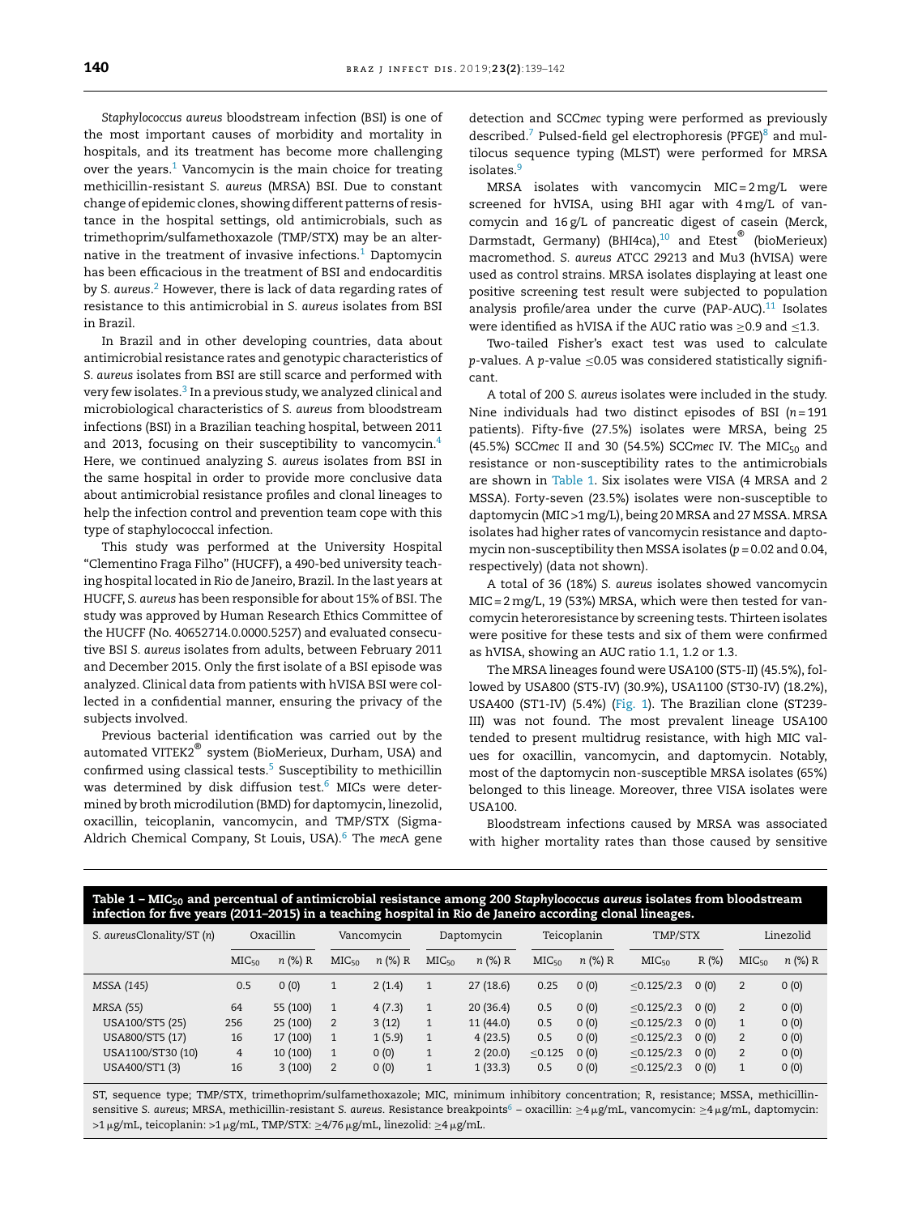*Staphylococcus aureus* bloodstream infection (BSI) is one of the most important causes of morbidity and mortality in hospitals, and its treatment has become more challenging over the years.[1] Vancomycin is the main choice for treating methicillin-resistant *S. aureus* (MRSA) BSI. Due to constant change of epidemic clones, showing different patterns of resistance in the hospital settings, old antimicrobials, such as trimethoprim/sulfamethoxazole (TMP/STX) may be an alternative in the treatment of invasive infections.[1] Daptomycin has been efficacious in the treatment of BSI and endocarditis by *S. aureus*.[2] However, there is lack of data regarding rates of resistance to this antimicrobial in *S. aureus* isolates from BSI in Brazil.

In Brazil and in other developing countries, data about antimicrobial resistance rates and genotypic characteristics of *S. aureus* isolates from BSI are still scarce and performed with very few isolates.[3] In a previous study, we analyzed clinical and microbiological characteristics of *S. aureus* from bloodstream infections (BSI) in a Brazilian teaching hospital, between 2011 and 2013, focusing on their susceptibility to vancomycin.[4] Here, we continued analyzing *S. aureus* isolates from BSI in the same hospital in order to provide more conclusive data about antimicrobial resistance profiles and clonal lineages to help the infection control and prevention team cope with this type of staphylococcal infection.

This study was performed at the University Hospital "Clementino Fraga Filho" (HUCFF), a 490-bed university teaching hospital located in Rio de Janeiro, Brazil. In the last years at HUCFF, *S. aureus* has been responsible for about 15% of BSI. The study was approved by Human Research Ethics Committee of the HUCFF (No. 40652714.0.0000.5257) and evaluated consecutive BSI *S. aureus* isolates from adults, between February 2011 and December 2015. Only the first isolate of a BSI episode was analyzed. Clinical data from patients with hVISA BSI were collected in a confidential manner, ensuring the privacy of the subjects involved.

Previous bacterial identification was carried out by the automated VITEK2® system (BioMerieux, Durham, USA) and confirmed using classical tests.[5] Susceptibility to methicillin was determined by disk diffusion test.[6] MICs were determined by broth microdilution (BMD) for daptomycin, linezolid, oxacillin, teicoplanin, vancomycin, and TMP/STX (Sigma-Aldrich Chemical Company, St Louis, USA).[6] The *mec*A gene detection and SCC*mec* typing were performed as previously described.[7] Pulsed-field gel electrophoresis (PFGE)[8] and multilocus sequence typing (MLST) were performed for MRSA isolates.[9]

MRSA isolates with vancomycin MIC = 2 mg/L were screened for hVISA, using BHI agar with 4 mg/L of vancomycin and 16 g/L of pancreatic digest of casein (Merck, Darmstadt, Germany) (BHI4ca),[10] and Etest® (bioMerieux) macromethod. *S. aureus* ATCC 29213 and Mu3 (hVISA) were used as control strains. MRSA isolates displaying at least one positive screening test result were subjected to population analysis profile/area under the curve (PAP-AUC).[11] Isolates were identified as hVISA if the AUC ratio was ≥0.9 and ≤1.3.

Two-tailed Fisher's exact test was used to calculate *p*-values. A *p*-value ≤0.05 was considered statistically significant.

A total of 200 *S. aureus* isolates were included in the study. Nine individuals had two distinct episodes of BSI (*n* = 191 patients). Fifty-five (27.5%) isolates were MRSA, being 25 (45.5%) SCC*mec* II and 30 (54.5%) SCC*mec* IV. The $MIC_{50}$ and resistance or non-susceptibility rates to the antimicrobials are shown in Table 1. Six isolates were VISA (4 MRSA and 2 MSSA). Forty-seven (23.5%) isolates were non-susceptible to daptomycin (MIC >1 mg/L), being 20 MRSA and 27 MSSA. MRSA isolates had higher rates of vancomycin resistance and daptomycin non-susceptibility then MSSA isolates (*p* = 0.02 and 0.04, respectively) (data not shown).

A total of 36 (18%) *S. aureus* isolates showed vancomycin MIC = 2 mg/L, 19 (53%) MRSA, which were then tested for vancomycin heteroresistance by screening tests. Thirteen isolates were positive for these tests and six of them were confirmed as hVISA, showing an AUC ratio 1.1, 1.2 or 1.3.

The MRSA lineages found were USA100 (ST5-II) (45.5%), followed by USA800 (ST5-IV) (30.9%), USA1100 (ST30-IV) (18.2%), USA400 (ST1-IV) (5.4%) (Fig. 1). The Brazilian clone (ST239-III) was not found. The most prevalent lineage USA100 tended to present multidrug resistance, with high MIC values for oxacillin, vancomycin, and daptomycin. Notably, most of the daptomycin non-susceptible MRSA isolates (65%) belonged to this lineage. Moreover, three VISA isolates were USA100.

Bloodstream infections caused by MRSA was associated with higher mortality rates than those caused by sensitive

**Table 1 – $MIC_{50}$ and percentual of antimicrobial resistance among 200 *Staphylococcus aureus* isolates from bloodstream infection for five years (2011–2015) in a teaching hospital in Rio de Janeiro according clonal lineages.**

| *S. aureus*Clonality/ST (*n*) | Oxacillin | | Vancomycin | | Daptomycin | | Teicoplanin | | TMP/STX | | Linezolid | |
|---|---|---|---|---|---|---|---|---|---|---|---|---|
| | $MIC_{50}$ | *n* (%) R | $MIC_{50}$ | *n* (%) R | $MIC_{50}$ | *n* (%) R | $MIC_{50}$ | *n* (%) R | $MIC_{50}$ | R (%) | $MIC_{50}$ | *n* (%) R |
| *MSSA (145)* | 0.5 | 0 (0) | 1 | 2 (1.4) | 1 | 27 (18.6) | 0.25 | 0 (0) | ≤0.125/2.3 | 0 (0) | 2 | 0 (0) |
| *MRSA (55)* | 64 | 55 (100) | 1 | 4 (7.3) | 1 | 20 (36.4) | 0.5 | 0 (0) | ≤0.125/2.3 | 0 (0) | 2 | 0 (0) |
| USA100/ST5 (25) | 256 | 25 (100) | 2 | 3 (12) | 1 | 11 (44.0) | 0.5 | 0 (0) | ≤0.125/2.3 | 0 (0) | 1 | 0 (0) |
| USA800/ST5 (17) | 16 | 17 (100) | 1 | 1 (5.9) | 1 | 4 (23.5) | 0.5 | 0 (0) | ≤0.125/2.3 | 0 (0) | 2 | 0 (0) |
| USA1100/ST30 (10) | 4 | 10 (100) | 1 | 0 (0) | 1 | 2 (20.0) | ≤0.125 | 0 (0) | ≤0.125/2.3 | 0 (0) | 2 | 0 (0) |
| USA400/ST1 (3) | 16 | 3 (100) | 2 | 0 (0) | 1 | 1 (33.3) | 0.5 | 0 (0) | ≤0.125/2.3 | 0 (0) | 1 | 0 (0) |

ST, sequence type; TMP/STX, trimethoprim/sulfamethoxazole; MIC, minimum inhibitory concentration; R, resistance; MSSA, methicillin-sensitive *S. aureus*; MRSA, methicillin-resistant *S. aureus*. Resistance breakpoints[6] – oxacillin: ≥4 μg/mL, vancomycin: ≥4 μg/mL, daptomycin: >1 μg/mL, teicoplanin: >1 μg/mL, TMP/STX: ≥4/76 μg/mL, linezolid: ≥4 μg/mL.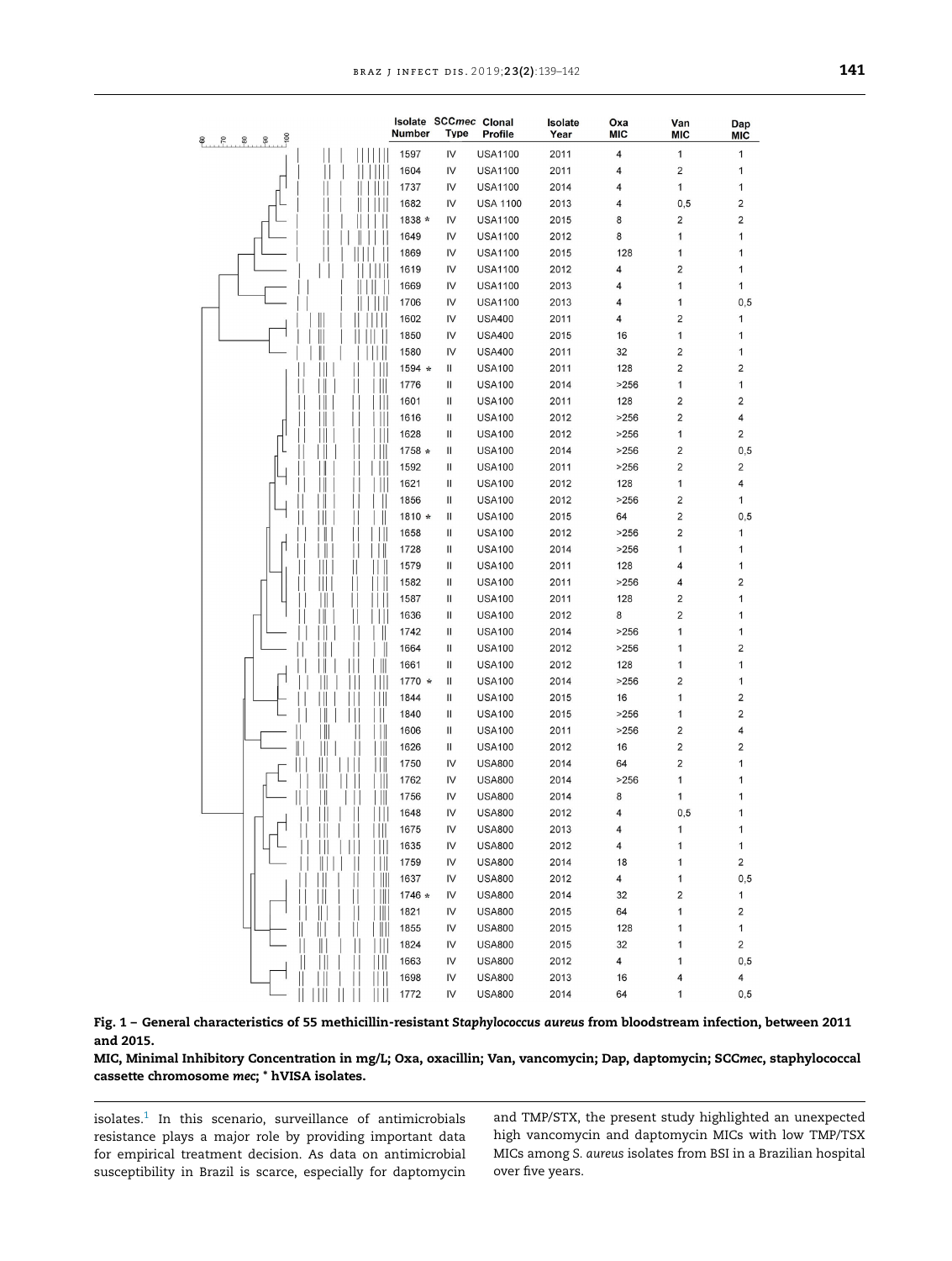| Isolate Number | SCCmec Type | Clonal Profile | Isolate Year | Oxa MIC | Van MIC | Dap MIC |
|---|---|---|---|---|---|---|
| 1597 | IV | USA1100 | 2011 | 4 | 1 | 1 |
| 1604 | IV | USA1100 | 2011 | 4 | 2 | 1 |
| 1737 | IV | USA1100 | 2014 | 4 | 1 | 1 |
| 1682 | IV | USA 1100 | 2013 | 4 | 0,5 | 2 |
| 1838 * | IV | USA1100 | 2015 | 8 | 2 | 2 |
| 1649 | IV | USA1100 | 2012 | 8 | 1 | 1 |
| 1869 | IV | USA1100 | 2015 | 128 | 1 | 1 |
| 1619 | IV | USA1100 | 2012 | 4 | 2 | 1 |
| 1669 | IV | USA1100 | 2013 | 4 | 1 | 1 |
| 1706 | IV | USA1100 | 2013 | 4 | 1 | 0,5 |
| 1602 | IV | USA400 | 2011 | 4 | 2 | 1 |
| 1850 | IV | USA400 | 2015 | 16 | 1 | 1 |
| 1580 | IV | USA400 | 2011 | 32 | 2 | 1 |
| 1594 * | II | USA100 | 2011 | 128 | 2 | 2 |
| 1776 | II | USA100 | 2014 | >256 | 1 | 1 |
| 1601 | II | USA100 | 2011 | 128 | 2 | 2 |
| 1616 | II | USA100 | 2012 | >256 | 2 | 4 |
| 1628 | II | USA100 | 2012 | >256 | 1 | 2 |
| 1758 * | II | USA100 | 2014 | >256 | 2 | 0,5 |
| 1592 | II | USA100 | 2011 | >256 | 2 | 2 |
| 1621 | II | USA100 | 2012 | 128 | 1 | 4 |
| 1856 | II | USA100 | 2012 | >256 | 2 | 1 |
| 1810 * | II | USA100 | 2015 | 64 | 2 | 0,5 |
| 1658 | II | USA100 | 2012 | >256 | 2 | 1 |
| 1728 | II | USA100 | 2014 | >256 | 1 | 1 |
| 1579 | II | USA100 | 2011 | 128 | 4 | 1 |
| 1582 | II | USA100 | 2011 | >256 | 4 | 2 |
| 1587 | II | USA100 | 2011 | 128 | 2 | 1 |
| 1636 | II | USA100 | 2012 | 8 | 2 | 1 |
| 1742 | II | USA100 | 2014 | >256 | 1 | 1 |
| 1664 | II | USA100 | 2012 | >256 | 1 | 2 |
| 1661 | II | USA100 | 2012 | 128 | 1 | 1 |
| 1770 * | II | USA100 | 2014 | >256 | 2 | 1 |
| 1844 | II | USA100 | 2015 | 16 | 1 | 2 |
| 1840 | II | USA100 | 2015 | >256 | 1 | 2 |
| 1606 | II | USA100 | 2011 | >256 | 2 | 4 |
| 1626 | II | USA100 | 2012 | 16 | 2 | 2 |
| 1750 | IV | USA800 | 2014 | 64 | 2 | 1 |
| 1762 | IV | USA800 | 2014 | >256 | 1 | 1 |
| 1756 | IV | USA800 | 2014 | 8 | 1 | 1 |
| 1648 | IV | USA800 | 2012 | 4 | 0,5 | 1 |
| 1675 | IV | USA800 | 2013 | 4 | 1 | 1 |
| 1635 | IV | USA800 | 2012 | 4 | 1 | 1 |
| 1759 | IV | USA800 | 2014 | 18 | 1 | 2 |
| 1637 | IV | USA800 | 2012 | 4 | 1 | 0,5 |
| 1746 * | IV | USA800 | 2014 | 32 | 2 | 1 |
| 1821 | IV | USA800 | 2015 | 64 | 1 | 2 |
| 1855 | IV | USA800 | 2015 | 128 | 1 | 1 |
| 1824 | IV | USA800 | 2015 | 32 | 1 | 2 |
| 1663 | IV | USA800 | 2012 | 4 | 1 | 0,5 |
| 1698 | IV | USA800 | 2013 | 16 | 4 | 4 |
| 1772 | IV | USA800 | 2014 | 64 | 1 | 0,5 |

**Fig. 1 – General characteristics of 55 methicillin-resistant *Staphylococcus aureus* from bloodstream infection, between 2011 and 2015.**
**MIC, Minimal Inhibitory Concentration in mg/L; Oxa, oxacillin; Van, vancomycin; Dap, daptomycin; SCC*mec*, staphylococcal cassette chromosome *mec*; * hVISA isolates.**

isolates.[1] In this scenario, surveillance of antimicrobials resistance plays a major role by providing important data for empirical treatment decision. As data on antimicrobial susceptibility in Brazil is scarce, especially for daptomycin and TMP/STX, the present study highlighted an unexpected high vancomycin and daptomycin MICs with low TMP/TSX MICs among *S. aureus* isolates from BSI in a Brazilian hospital over five years.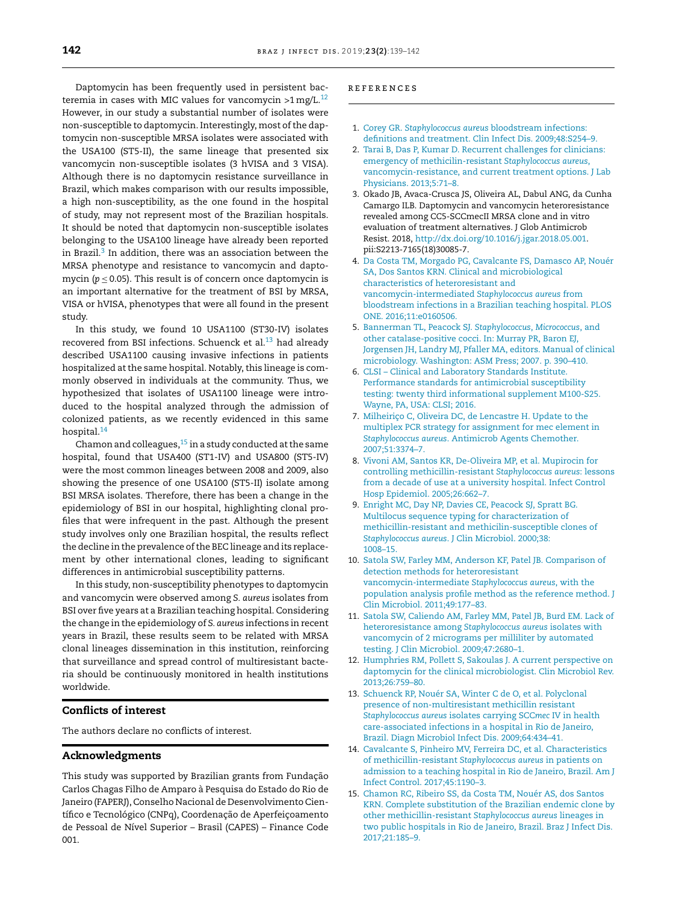Daptomycin has been frequently used in persistent bacteremia in cases with MIC values for vancomycin >1 mg/L.[12] However, in our study a substantial number of isolates were non-susceptible to daptomycin. Interestingly, most of the daptomycin non-susceptible MRSA isolates were associated with the USA100 (ST5-II), the same lineage that presented six vancomycin non-susceptible isolates (3 hVISA and 3 VISA). Although there is no daptomycin resistance surveillance in Brazil, which makes comparison with our results impossible, a high non-susceptibility, as the one found in the hospital of study, may not represent most of the Brazilian hospitals. It should be noted that daptomycin non-susceptible isolates belonging to the USA100 lineage have already been reported in Brazil.[3] In addition, there was an association between the MRSA phenotype and resistance to vancomycin and daptomycin ($p \leq 0.05$). This result is of concern once daptomycin is an important alternative for the treatment of BSI by MRSA, VISA or hVISA, phenotypes that were all found in the present study.

In this study, we found 10 USA1100 (ST30-IV) isolates recovered from BSI infections. Schuenck et al.[13] had already described USA1100 causing invasive infections in patients hospitalized at the same hospital. Notably, this lineage is commonly observed in individuals at the community. Thus, we hypothesized that isolates of USA1100 lineage were introduced to the hospital analyzed through the admission of colonized patients, as we recently evidenced in this same hospital.[14]

Chamon and colleagues,[15] in a study conducted at the same hospital, found that USA400 (ST1-IV) and USA800 (ST5-IV) were the most common lineages between 2008 and 2009, also showing the presence of one USA100 (ST5-II) isolate among BSI MRSA isolates. Therefore, there has been a change in the epidemiology of BSI in our hospital, highlighting clonal profiles that were infrequent in the past. Although the present study involves only one Brazilian hospital, the results reflect the decline in the prevalence of the BEC lineage and its replacement by other international clones, leading to significant differences in antimicrobial susceptibility patterns.

In this study, non-susceptibility phenotypes to daptomycin and vancomycin were observed among *S. aureus* isolates from BSI over five years at a Brazilian teaching hospital. Considering the change in the epidemiology of *S. aureus* infections in recent years in Brazil, these results seem to be related with MRSA clonal lineages dissemination in this institution, reinforcing that surveillance and spread control of multiresistant bacteria should be continuously monitored in health institutions worldwide.

## Conflicts of interest

The authors declare no conflicts of interest.

## Acknowledgments

This study was supported by Brazilian grants from Fundação Carlos Chagas Filho de Amparo à Pesquisa do Estado do Rio de Janeiro (FAPERJ), Conselho Nacional de Desenvolvimento Científico e Tecnológico (CNPq), Coordenação de Aperfeiçoamento de Pessoal de Nível Superior – Brasil (CAPES) – Finance Code 001.

## REFERENCES

1. Corey GR. *Staphylococcus aureus* bloodstream infections: definitions and treatment. Clin Infect Dis. 2009;48:S254–9.
2. Tarai B, Das P, Kumar D. Recurrent challenges for clinicians: emergency of methicillin-resistant *Staphylococcus aureus*, vancomycin-resistance, and current treatment options. J Lab Physicians. 2013;5:71–8.
3. Okado JB, Avaca-Crusca JS, Oliveira AL, Dabul ANG, da Cunha Camargo ILB. Daptomycin and vancomycin heteroresistance revealed among CC5-SCCmecII MRSA clone and in vitro evaluation of treatment alternatives. J Glob Antimicrob Resist. 2018, http://dx.doi.org/10.1016/j.jgar.2018.05.001. pii:S2213-7165(18)30085-7.
4. Da Costa TM, Morgado PG, Cavalcante FS, Damasco AP, Nouér SA, Dos Santos KRN. Clinical and microbiological characteristics of heteroresistant and vancomycin-intermediated *Staphylococcus aureus* from bloodstream infections in a Brazilian teaching hospital. PLOS ONE. 2016;11:e0160506.
5. Bannerman TL, Peacock SJ. *Staphylococcus*, *Micrococcus*, and other catalase-positive cocci. In: Murray PR, Baron EJ, Jorgensen JH, Landry MJ, Pfaller MA, editors. Manual of clinical microbiology. Washington: ASM Press; 2007. p. 390–410.
6. CLSI – Clinical and Laboratory Standards Institute. Performance standards for antimicrobial susceptibility testing: twenty third informational supplement M100-S25. Wayne, PA, USA: CLSI; 2016.
7. Milheiriço C, Oliveira DC, de Lencastre H. Update to the multiplex PCR strategy for assignment for mec element in *Staphylococcus aureus*. Antimicrob Agents Chemother. 2007;51:3374–7.
8. Vivoni AM, Santos KR, De-Oliveira MP, et al. Mupirocin for controlling methicillin-resistant *Staphylococcus aureus*: lessons from a decade of use at a university hospital. Infect Control Hosp Epidemiol. 2005;26:662–7.
9. Enright MC, Day NP, Davies CE, Peacock SJ, Spratt BG. Multilocus sequence typing for characterization of methicillin-resistant and methicillin-susceptible clones of *Staphylococcus aureus*. J Clin Microbiol. 2000;38: 1008–15.
10. Satola SW, Farley MM, Anderson KF, Patel JB. Comparison of detection methods for heteroresistant vancomycin-intermediate *Staphylococcus aureus*, with the population analysis profile method as the reference method. J Clin Microbiol. 2011;49:177–83.
11. Satola SW, Caliendo AM, Farley MM, Patel JB, Burd EM. Lack of heteroresistance among *Staphylococcus aureus* isolates with vancomycin of 2 micrograms per milliliter by automated testing. J Clin Microbiol. 2009;47:2680–1.
12. Humphries RM, Pollett S, Sakoulas J. A current perspective on daptomycin for the clinical microbiologist. Clin Microbiol Rev. 2013;26:759–80.
13. Schuenck RP, Nouér SA, Winter C de O, et al. Polyclonal presence of non-multiresistant methicillin resistant *Staphylococcus aureus* isolates carrying SCC*mec* IV in health care-associated infections in a hospital in Rio de Janeiro, Brazil. Diagn Microbiol Infect Dis. 2009;64:434–41.
14. Cavalcante S, Pinheiro MV, Ferreira DC, et al. Characteristics of methicillin-resistant *Staphylococcus aureus* in patients on admission to a teaching hospital in Rio de Janeiro, Brazil. Am J Infect Control. 2017;45:1190–3.
15. Chamon RC, Ribeiro SS, da Costa TM, Nouér AS, dos Santos KRN. Complete substitution of the Brazilian endemic clone by other methicillin-resistant *Staphylococcus aureus* lineages in two public hospitals in Rio de Janeiro, Brazil. Braz J Infect Dis. 2017;21:185–9.